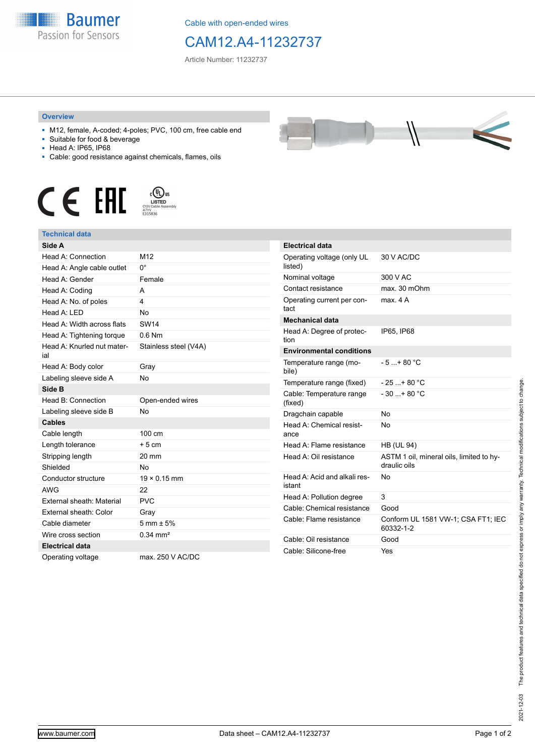Cable with open-ended wires

# CAM12.A4-11232737

Article Number: 11232737

## Overview

- M12, female, A-coded; 4-poles; PVC, 100 cm, free cable end
- Suitable for food & beverage
- Head A: IP65, IP68
- Cable: good resistance against chemicals, flames, oils

## Technical data

| Side A | |
|---|---|
| Head A: Connection | M12 |
| Head A: Angle cable outlet | 0° |
| Head A: Gender | Female |
| Head A: Coding | A |
| Head A: No. of poles | 4 |
| Head A: LED | No |
| Head A: Width across flats | SW14 |
| Head A: Tightening torque | 0.6 Nm |
| Head A: Knurled nut material | Stainless steel (V4A) |
| Head A: Body color | Gray |
| Labeling sleeve side A | No |
| **Side B** | |
| Head B: Connection | Open-ended wires |
| Labeling sleeve side B | No |
| **Cables** | |
| Cable length | 100 cm |
| Length tolerance | + 5 cm |
| Stripping length | 20 mm |
| Shielded | No |
| Conductor structure | 19 × 0.15 mm |
| AWG | 22 |
| External sheath: Material | PVC |
| External sheath: Color | Gray |
| Cable diameter | 5 mm ± 5% |
| Wire cross section | 0.34 mm² |
| **Electrical data** | |
| Operating voltage | max. 250 V AC/DC |

| Electrical data | |
|---|---|
| Operating voltage (only UL listed) | 30 V AC/DC |
| Nominal voltage | 300 V AC |
| Contact resistance | max. 30 mOhm |
| Operating current per contact | max. 4 A |
| **Mechanical data** | |
| Head A: Degree of protection | IP65, IP68 |
| **Environmental conditions** | |
| Temperature range (mobile) | - 5 ...+ 80 °C |
| Temperature range (fixed) | - 25 ...+ 80 °C |
| Cable: Temperature range (fixed) | - 30 ...+ 80 °C |
| Dragchain capable | No |
| Head A: Chemical resistance | No |
| Head A: Flame resistance | HB (UL 94) |
| Head A: Oil resistance | ASTM 1 oil, mineral oils, limited to hydraulic oils |
| Head A: Acid and alkali resistant | No |
| Head A: Pollution degree | 3 |
| Cable: Chemical resistance | Good |
| Cable: Flame resistance | Conform UL 1581 VW-1; CSA FT1; IEC 60332-1-2 |
| Cable: Oil resistance | Good |
| Cable: Silicone-free | Yes |

2021-12-03 The product features and technical data specified do not express or imply any warranty. Technical modifications subject to change.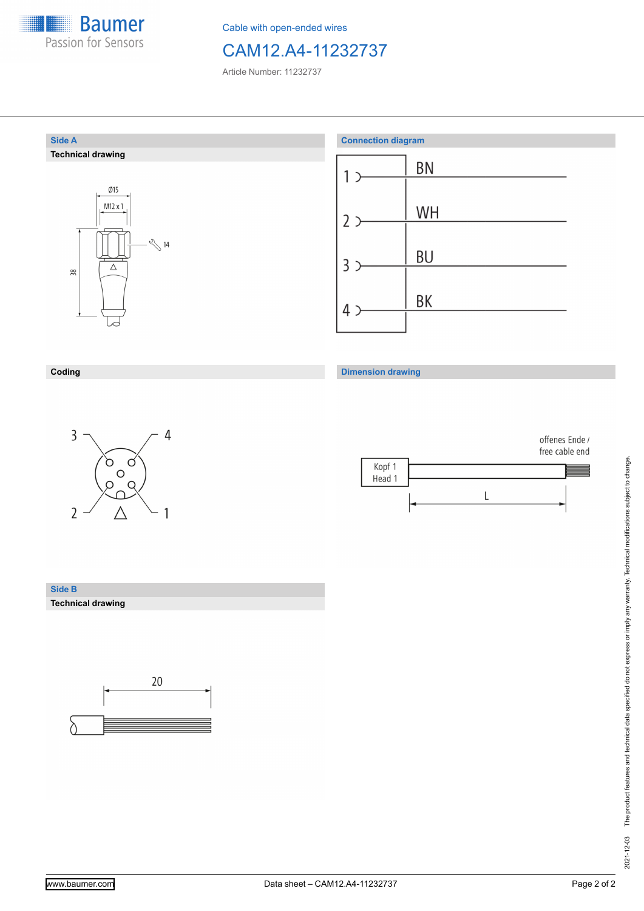Cable with open-ended wires

# CAM12.A4-11232737

Article Number: 11232737

## Side A

### Technical drawing

Ø15

M12 x 1

14

38

## Connection diagram

1 BN

2 WH

3 BU

4 BK

### Coding

3 4

2 1

## Dimension drawing

offenes Ende / free cable end

Kopf 1 Head 1

L

## Side B

### Technical drawing

20

The product features and technical data specified do not express or imply any warranty. Technical modifications subject to change.

2021-12-03

www.baumer.com

Data sheet – CAM12.A4-11232737